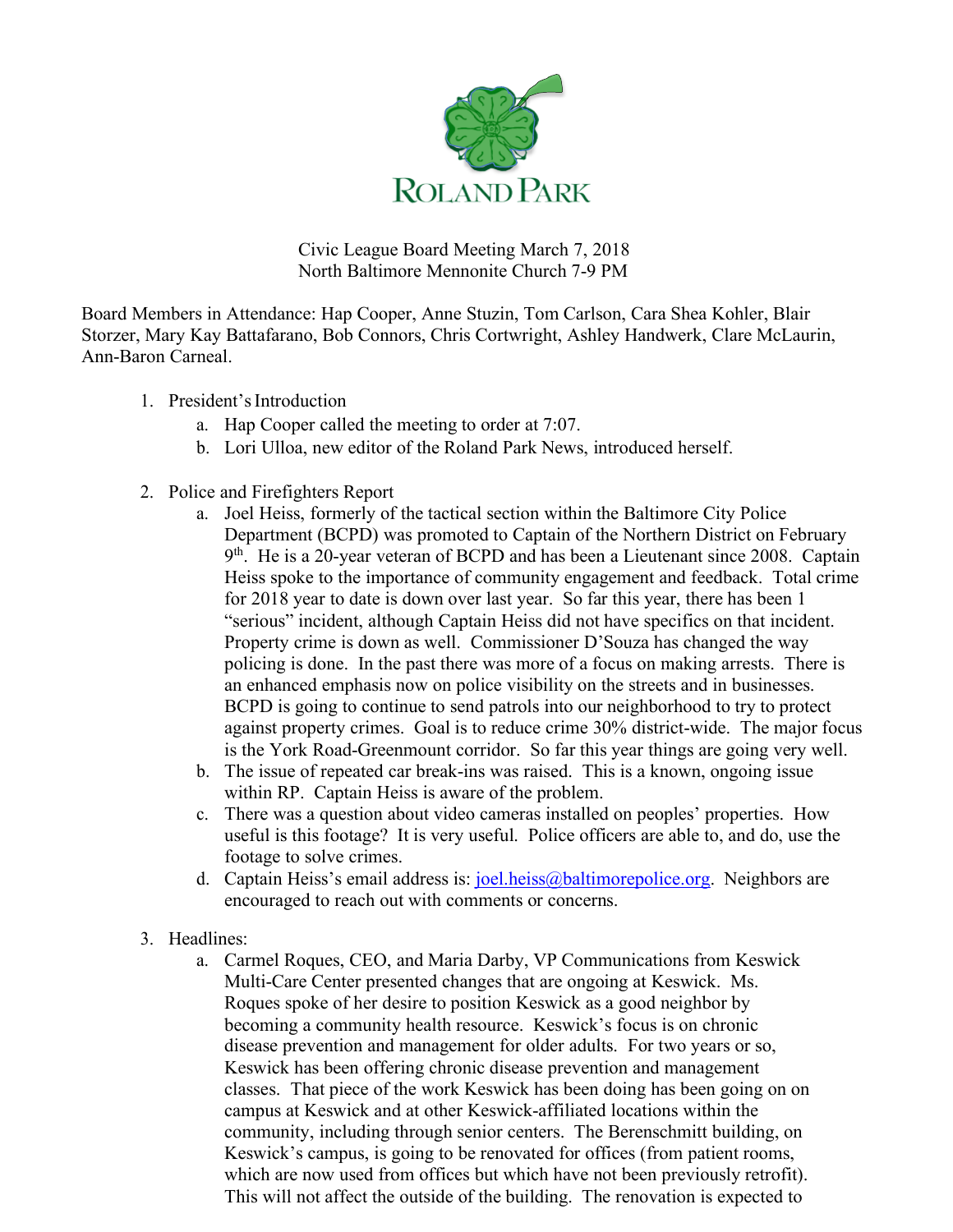ROLAND PARK

Civic League Board Meeting March 7, 2018
North Baltimore Mennonite Church 7-9 PM

Board Members in Attendance: Hap Cooper, Anne Stuzin, Tom Carlson, Cara Shea Kohler, Blair Storzer, Mary Kay Battafarano, Bob Connors, Chris Cortwright, Ashley Handwerk, Clare McLaurin, Ann-Baron Carneal.

1. President's Introduction
   a. Hap Cooper called the meeting to order at 7:07.
   b. Lori Ulloa, new editor of the Roland Park News, introduced herself.

2. Police and Firefighters Report
   a. Joel Heiss, formerly of the tactical section within the Baltimore City Police Department (BCPD) was promoted to Captain of the Northern District on February 9th. He is a 20-year veteran of BCPD and has been a Lieutenant since 2008. Captain Heiss spoke to the importance of community engagement and feedback. Total crime for 2018 year to date is down over last year. So far this year, there has been 1 "serious" incident, although Captain Heiss did not have specifics on that incident. Property crime is down as well. Commissioner D'Souza has changed the way policing is done. In the past there was more of a focus on making arrests. There is an enhanced emphasis now on police visibility on the streets and in businesses. BCPD is going to continue to send patrols into our neighborhood to try to protect against property crimes. Goal is to reduce crime 30% district-wide. The major focus is the York Road-Greenmount corridor. So far this year things are going very well.
   b. The issue of repeated car break-ins was raised. This is a known, ongoing issue within RP. Captain Heiss is aware of the problem.
   c. There was a question about video cameras installed on peoples' properties. How useful is this footage? It is very useful. Police officers are able to, and do, use the footage to solve crimes.
   d. Captain Heiss's email address is: joel.heiss@baltimorepolice.org. Neighbors are encouraged to reach out with comments or concerns.

3. Headlines:
   a. Carmel Roques, CEO, and Maria Darby, VP Communications from Keswick Multi-Care Center presented changes that are ongoing at Keswick. Ms. Roques spoke of her desire to position Keswick as a good neighbor by becoming a community health resource. Keswick's focus is on chronic disease prevention and management for older adults. For two years or so, Keswick has been offering chronic disease prevention and management classes. That piece of the work Keswick has been doing has been going on on campus at Keswick and at other Keswick-affiliated locations within the community, including through senior centers. The Berenschmitt building, on Keswick's campus, is going to be renovated for offices (from patient rooms, which are now used from offices but which have not been previously retrofit). This will not affect the outside of the building. The renovation is expected to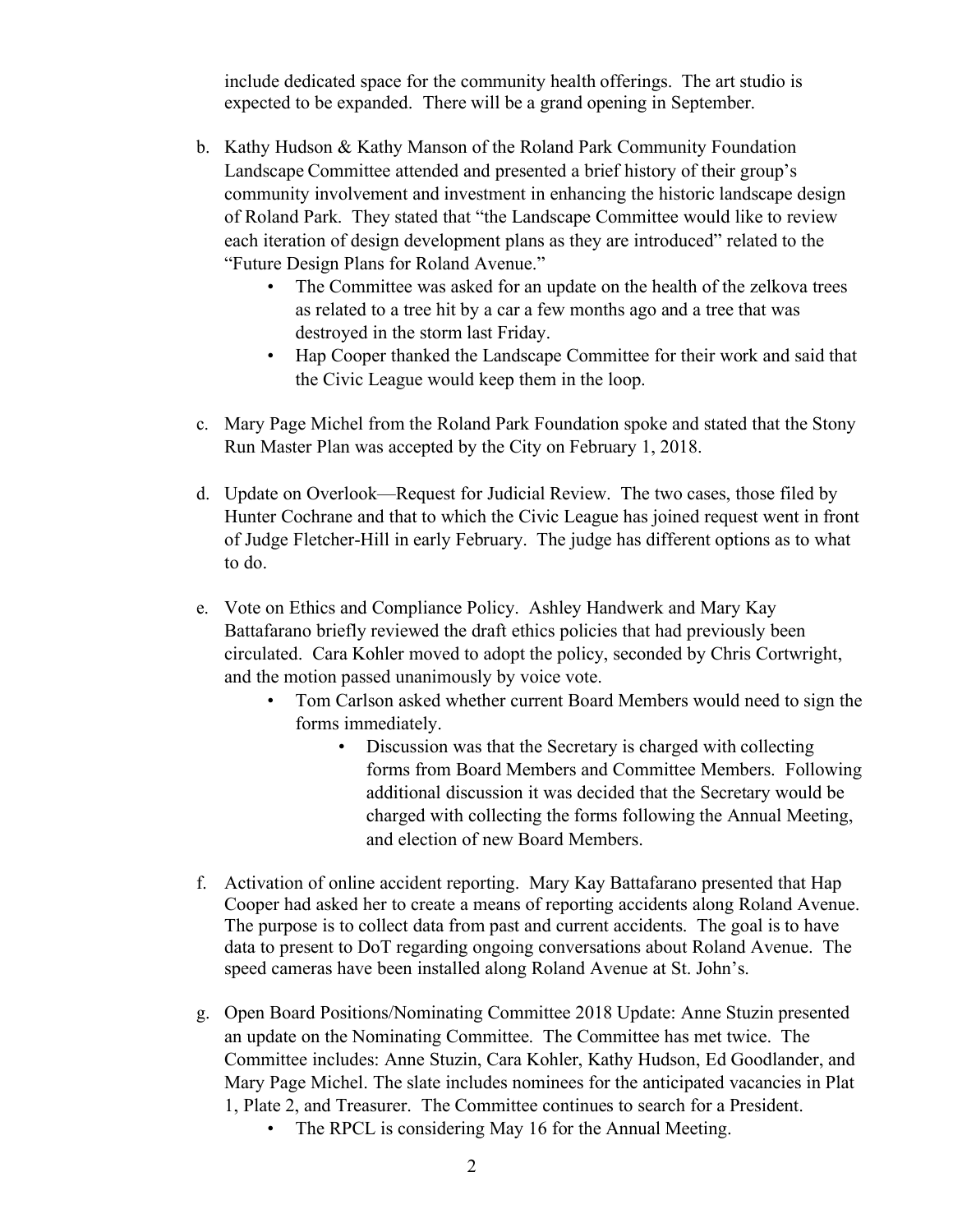include dedicated space for the community health offerings. The art studio is expected to be expanded. There will be a grand opening in September.

b. Kathy Hudson & Kathy Manson of the Roland Park Community Foundation Landscape Committee attended and presented a brief history of their group's community involvement and investment in enhancing the historic landscape design of Roland Park. They stated that "the Landscape Committee would like to review each iteration of design development plans as they are introduced" related to the "Future Design Plans for Roland Avenue."
    - The Committee was asked for an update on the health of the zelkova trees as related to a tree hit by a car a few months ago and a tree that was destroyed in the storm last Friday.
    - Hap Cooper thanked the Landscape Committee for their work and said that the Civic League would keep them in the loop.

c. Mary Page Michel from the Roland Park Foundation spoke and stated that the Stony Run Master Plan was accepted by the City on February 1, 2018.

d. Update on Overlook—Request for Judicial Review. The two cases, those filed by Hunter Cochrane and that to which the Civic League has joined request went in front of Judge Fletcher-Hill in early February. The judge has different options as to what to do.

e. Vote on Ethics and Compliance Policy. Ashley Handwerk and Mary Kay Battafarano briefly reviewed the draft ethics policies that had previously been circulated. Cara Kohler moved to adopt the policy, seconded by Chris Cortwright, and the motion passed unanimously by voice vote.
    - Tom Carlson asked whether current Board Members would need to sign the forms immediately.
        - Discussion was that the Secretary is charged with collecting forms from Board Members and Committee Members. Following additional discussion it was decided that the Secretary would be charged with collecting the forms following the Annual Meeting, and election of new Board Members.

f. Activation of online accident reporting. Mary Kay Battafarano presented that Hap Cooper had asked her to create a means of reporting accidents along Roland Avenue. The purpose is to collect data from past and current accidents. The goal is to have data to present to DoT regarding ongoing conversations about Roland Avenue. The speed cameras have been installed along Roland Avenue at St. John's.

g. Open Board Positions/Nominating Committee 2018 Update: Anne Stuzin presented an update on the Nominating Committee. The Committee has met twice. The Committee includes: Anne Stuzin, Cara Kohler, Kathy Hudson, Ed Goodlander, and Mary Page Michel. The slate includes nominees for the anticipated vacancies in Plat 1, Plate 2, and Treasurer. The Committee continues to search for a President.
    - The RPCL is considering May 16 for the Annual Meeting.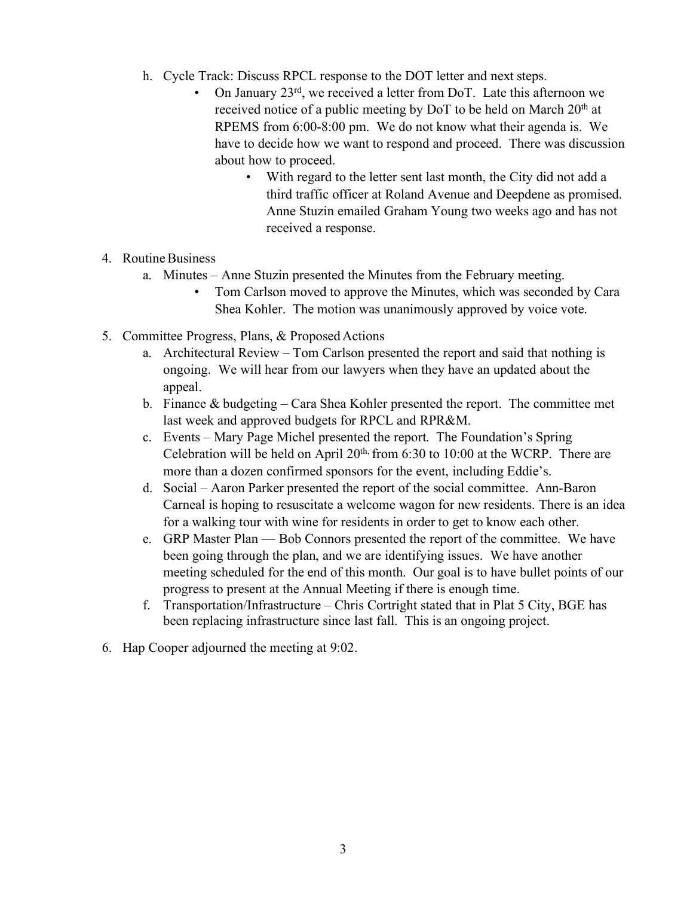h. Cycle Track: Discuss RPCL response to the DOT letter and next steps.
   - On January 23rd, we received a letter from DoT. Late this afternoon we received notice of a public meeting by DoT to be held on March 20th at RPEMS from 6:00-8:00 pm. We do not know what their agenda is. We have to decide how we want to respond and proceed. There was discussion about how to proceed.
     - With regard to the letter sent last month, the City did not add a third traffic officer at Roland Avenue and Deepdene as promised. Anne Stuzin emailed Graham Young two weeks ago and has not received a response.

4. Routine Business
   a. Minutes – Anne Stuzin presented the Minutes from the February meeting.
      - Tom Carlson moved to approve the Minutes, which was seconded by Cara Shea Kohler. The motion was unanimously approved by voice vote.

5. Committee Progress, Plans, & Proposed Actions
   a. Architectural Review – Tom Carlson presented the report and said that nothing is ongoing. We will hear from our lawyers when they have an updated about the appeal.
   b. Finance & budgeting – Cara Shea Kohler presented the report. The committee met last week and approved budgets for RPCL and RPR&M.
   c. Events – Mary Page Michel presented the report. The Foundation's Spring Celebration will be held on April 20th, from 6:30 to 10:00 at the WCRP. There are more than a dozen confirmed sponsors for the event, including Eddie's.
   d. Social – Aaron Parker presented the report of the social committee. Ann-Baron Carneal is hoping to resuscitate a welcome wagon for new residents. There is an idea for a walking tour with wine for residents in order to get to know each other.
   e. GRP Master Plan — Bob Connors presented the report of the committee. We have been going through the plan, and we are identifying issues. We have another meeting scheduled for the end of this month. Our goal is to have bullet points of our progress to present at the Annual Meeting if there is enough time.
   f. Transportation/Infrastructure – Chris Cortright stated that in Plat 5 City, BGE has been replacing infrastructure since last fall. This is an ongoing project.

6. Hap Cooper adjourned the meeting at 9:02.